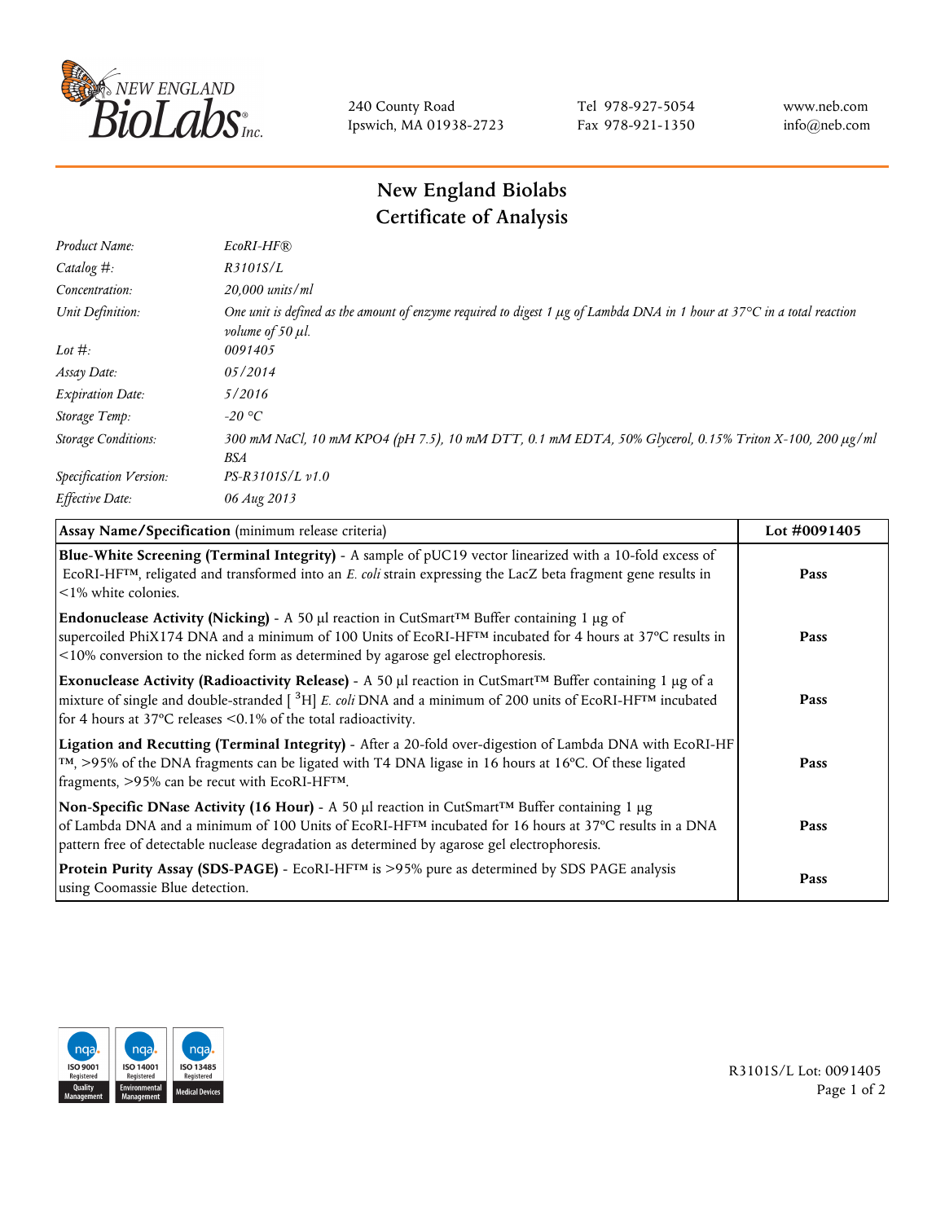240 County Road
Ipswich, MA 01938-2723

Tel 978-927-5054
Fax 978-921-1350

www.neb.com
info@neb.com

# New England Biolabs
# Certificate of Analysis

| | |
|---|---|
| *Product Name:* | *EcoRI-HF®* |
| *Catalog #:* | *R3101S/L* |
| *Concentration:* | *20,000 units/ml* |
| *Unit Definition:* | *One unit is defined as the amount of enzyme required to digest 1 µg of Lambda DNA in 1 hour at 37°C in a total reaction volume of 50 µl.* |
| *Lot #:* | *0091405* |
| *Assay Date:* | *05/2014* |
| *Expiration Date:* | *5/2016* |
| *Storage Temp:* | *-20 °C* |
| *Storage Conditions:* | *300 mM NaCl, 10 mM KPO4 (pH 7.5), 10 mM DTT, 0.1 mM EDTA, 50% Glycerol, 0.15% Triton X-100, 200 µg/ml BSA* |
| *Specification Version:* | *PS-R3101S/L v1.0* |
| *Effective Date:* | *06 Aug 2013* |

| **Assay Name/Specification** (minimum release criteria) | **Lot #0091405** |
|---|---|
| **Blue-White Screening (Terminal Integrity)** - A sample of pUC19 vector linearized with a 10-fold excess of EcoRI-HF™, religated and transformed into an *E. coli* strain expressing the LacZ beta fragment gene results in <1% white colonies. | **Pass** |
| **Endonuclease Activity (Nicking)** - A 50 µl reaction in CutSmart™ Buffer containing 1 µg of supercoiled PhiX174 DNA and a minimum of 100 Units of EcoRI-HF™ incubated for 4 hours at 37ºC results in <10% conversion to the nicked form as determined by agarose gel electrophoresis. | **Pass** |
| **Exonuclease Activity (Radioactivity Release)** - A 50 µl reaction in CutSmart™ Buffer containing 1 µg of a mixture of single and double-stranded [ $^3$H] *E. coli* DNA and a minimum of 200 units of EcoRI-HF™ incubated for 4 hours at 37ºC releases <0.1% of the total radioactivity. | **Pass** |
| **Ligation and Recutting (Terminal Integrity)** - After a 20-fold over-digestion of Lambda DNA with EcoRI-HF™, >95% of the DNA fragments can be ligated with T4 DNA ligase in 16 hours at 16ºC. Of these ligated fragments, >95% can be recut with EcoRI-HF™. | **Pass** |
| **Non-Specific DNase Activity (16 Hour)** - A 50 µl reaction in CutSmart™ Buffer containing 1 µg of Lambda DNA and a minimum of 100 Units of EcoRI-HF™ incubated for 16 hours at 37ºC results in a DNA pattern free of detectable nuclease degradation as determined by agarose gel electrophoresis. | **Pass** |
| **Protein Purity Assay (SDS-PAGE)** - EcoRI-HF™ is >95% pure as determined by SDS PAGE analysis using Coomassie Blue detection. | **Pass** |

R3101S/L Lot: 0091405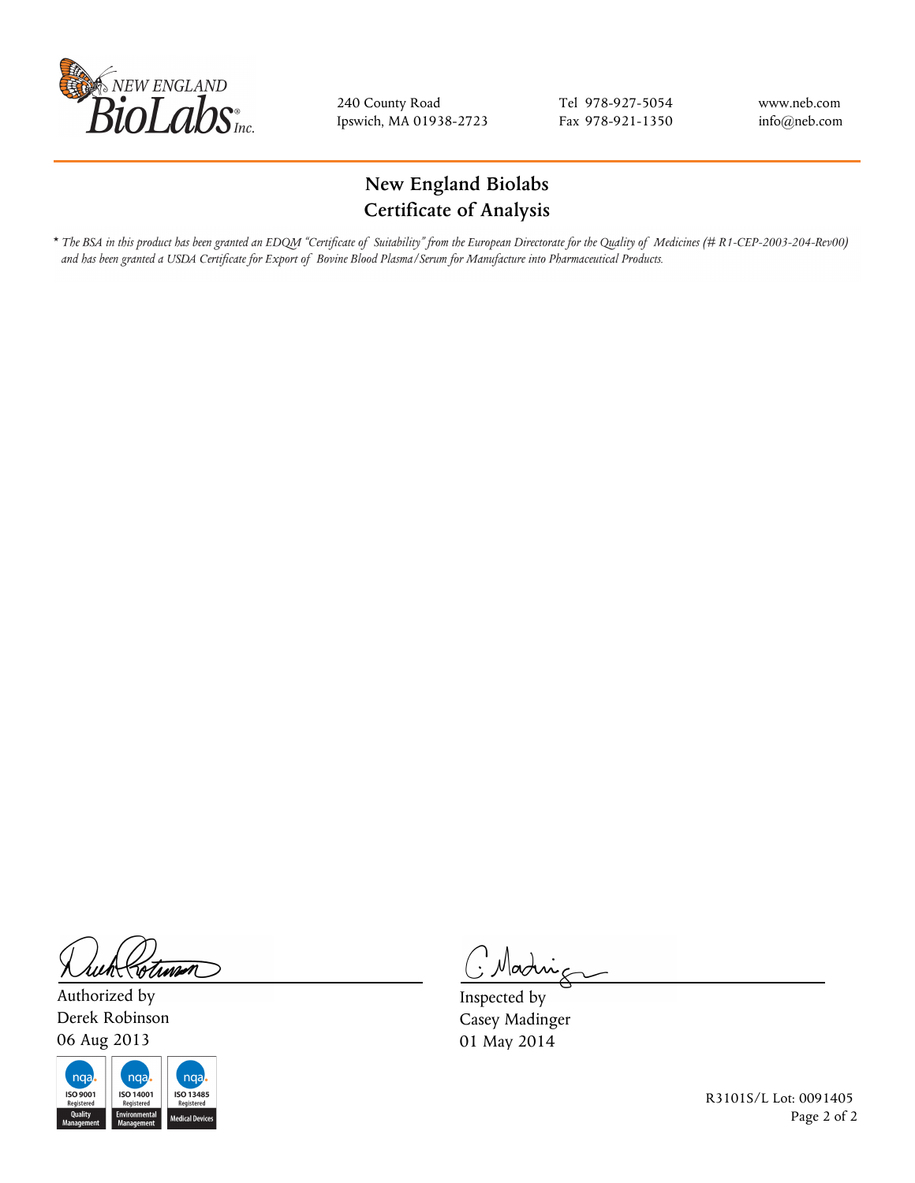240 County Road
Ipswich, MA 01938-2723

Tel 978-927-5054
Fax 978-921-1350

www.neb.com
info@neb.com

# New England Biolabs
# Certificate of Analysis

\* *The BSA in this product has been granted an EDQM "Certificate of Suitability" from the European Directorate for the Quality of Medicines (# R1-CEP-2003-204-Rev00) and has been granted a USDA Certificate for Export of Bovine Blood Plasma/Serum for Manufacture into Pharmaceutical Products.*

Authorized by
Derek Robinson
06 Aug 2013

Inspected by
Casey Madinger
01 May 2014

ISO 9001 Registered Quality Management
ISO 14001 Registered Environmental Management
ISO 13485 Registered Medical Devices

R3101S/L Lot: 0091405